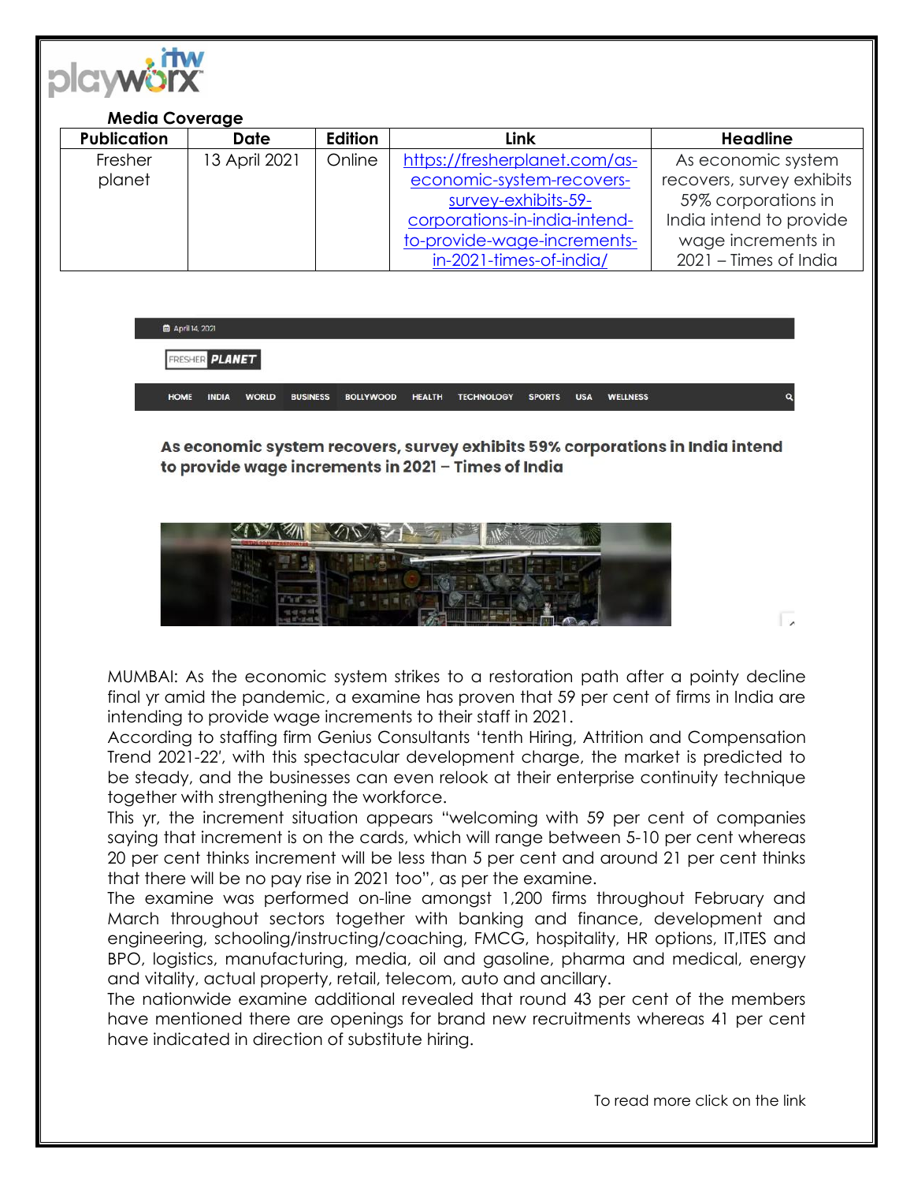**Media Coverage**

| Publication | Date | Edition | Link | Headline |
|---|---|---|---|---|
| Fresher planet | 13 April 2021 | Online | https://fresherplanet.com/as-economic-system-recovers-survey-exhibits-59-corporations-in-india-intend-to-provide-wage-increments-in-2021-times-of-india/ | As economic system recovers, survey exhibits 59% corporations in India intend to provide wage increments in 2021 – Times of India |

April 14, 2021

FRESHER PLANET

HOME INDIA WORLD BUSINESS BOLLYWOOD HEALTH TECHNOLOGY SPORTS USA WELLNESS

**As economic system recovers, survey exhibits 59% corporations in India intend to provide wage increments in 2021 – Times of India**

MUMBAI: As the economic system strikes to a restoration path after a pointy decline final yr amid the pandemic, a examine has proven that 59 per cent of firms in India are intending to provide wage increments to their staff in 2021.

According to staffing firm Genius Consultants 'tenth Hiring, Attrition and Compensation Trend 2021-22', with this spectacular development charge, the market is predicted to be steady, and the businesses can even relook at their enterprise continuity technique together with strengthening the workforce.

This yr, the increment situation appears "welcoming with 59 per cent of companies saying that increment is on the cards, which will range between 5-10 per cent whereas 20 per cent thinks increment will be less than 5 per cent and around 21 per cent thinks that there will be no pay rise in 2021 too", as per the examine.

The examine was performed on-line amongst 1,200 firms throughout February and March throughout sectors together with banking and finance, development and engineering, schooling/instructing/coaching, FMCG, hospitality, HR options, IT,ITES and BPO, logistics, manufacturing, media, oil and gasoline, pharma and medical, energy and vitality, actual property, retail, telecom, auto and ancillary.

The nationwide examine additional revealed that round 43 per cent of the members have mentioned there are openings for brand new recruitments whereas 41 per cent have indicated in direction of substitute hiring.

To read more click on the link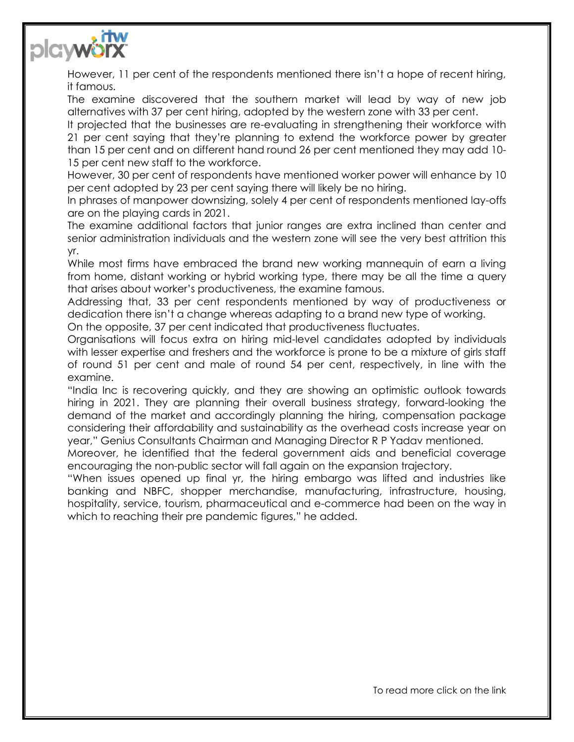However, 11 per cent of the respondents mentioned there isn't a hope of recent hiring, it famous.

The examine discovered that the southern market will lead by way of new job alternatives with 37 per cent hiring, adopted by the western zone with 33 per cent.

It projected that the businesses are re-evaluating in strengthening their workforce with 21 per cent saying that they're planning to extend the workforce power by greater than 15 per cent and on different hand round 26 per cent mentioned they may add 10-15 per cent new staff to the workforce.

However, 30 per cent of respondents have mentioned worker power will enhance by 10 per cent adopted by 23 per cent saying there will likely be no hiring.

In phrases of manpower downsizing, solely 4 per cent of respondents mentioned lay-offs are on the playing cards in 2021.

The examine additional factors that junior ranges are extra inclined than center and senior administration individuals and the western zone will see the very best attrition this yr.

While most firms have embraced the brand new working mannequin of earn a living from home, distant working or hybrid working type, there may be all the time a query that arises about worker's productiveness, the examine famous.

Addressing that, 33 per cent respondents mentioned by way of productiveness or dedication there isn't a change whereas adapting to a brand new type of working.

On the opposite, 37 per cent indicated that productiveness fluctuates.

Organisations will focus extra on hiring mid-level candidates adopted by individuals with lesser expertise and freshers and the workforce is prone to be a mixture of girls staff of round 51 per cent and male of round 54 per cent, respectively, in line with the examine.

"India Inc is recovering quickly, and they are showing an optimistic outlook towards hiring in 2021. They are planning their overall business strategy, forward-looking the demand of the market and accordingly planning the hiring, compensation package considering their affordability and sustainability as the overhead costs increase year on year," Genius Consultants Chairman and Managing Director R P Yadav mentioned.

Moreover, he identified that the federal government aids and beneficial coverage encouraging the non-public sector will fall again on the expansion trajectory.

"When issues opened up final yr, the hiring embargo was lifted and industries like banking and NBFC, shopper merchandise, manufacturing, infrastructure, housing, hospitality, service, tourism, pharmaceutical and e-commerce had been on the way in which to reaching their pre pandemic figures," he added.

To read more click on the link